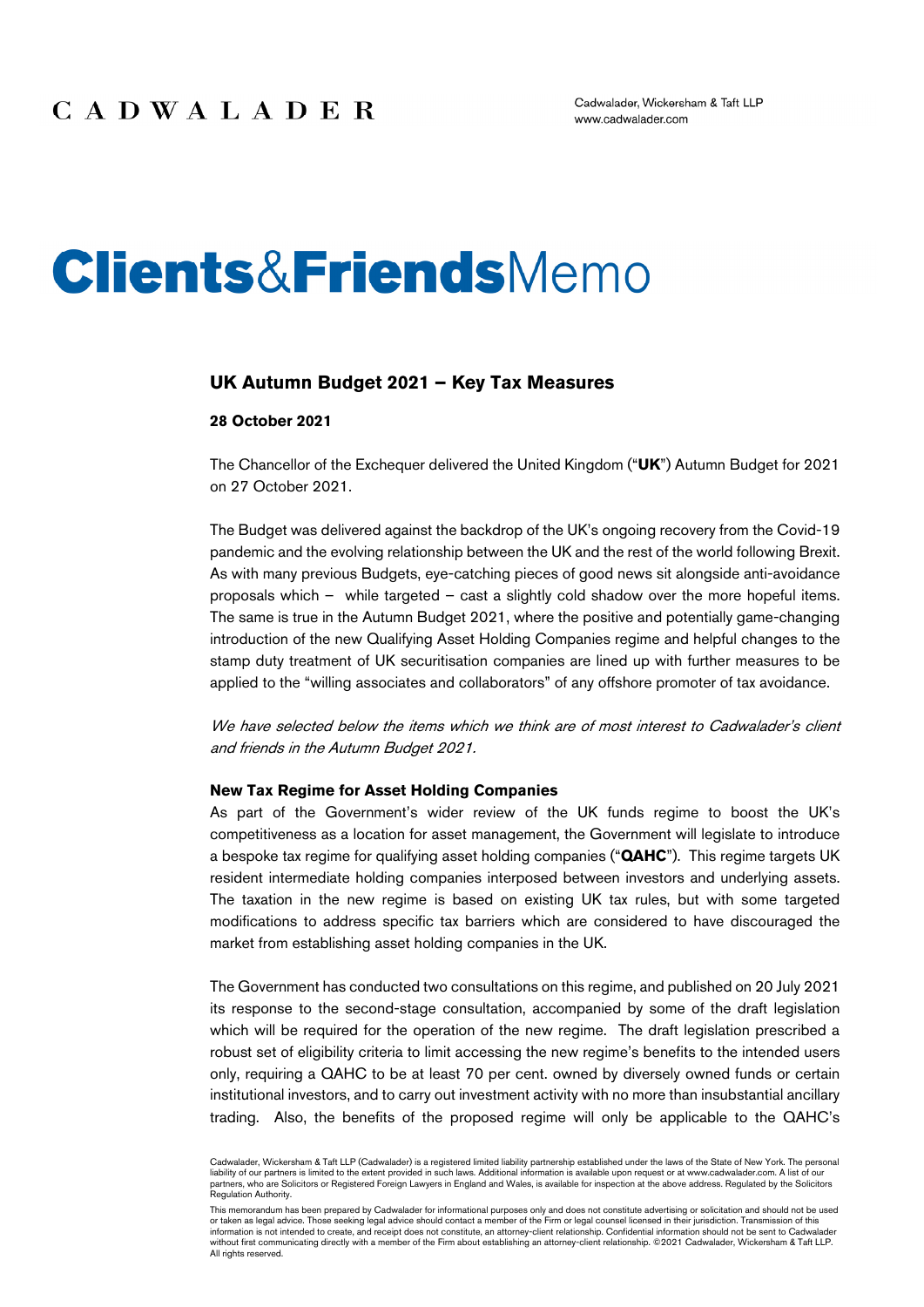CADWALADER

Cadwalader, Wickersham & Taft LLP
www.cadwalader.com

# Clients&FriendsMemo

## UK Autumn Budget 2021 – Key Tax Measures

**28 October 2021**

The Chancellor of the Exchequer delivered the United Kingdom ("**UK**") Autumn Budget for 2021 on 27 October 2021.

The Budget was delivered against the backdrop of the UK's ongoing recovery from the Covid-19 pandemic and the evolving relationship between the UK and the rest of the world following Brexit. As with many previous Budgets, eye-catching pieces of good news sit alongside anti-avoidance proposals which – while targeted – cast a slightly cold shadow over the more hopeful items. The same is true in the Autumn Budget 2021, where the positive and potentially game-changing introduction of the new Qualifying Asset Holding Companies regime and helpful changes to the stamp duty treatment of UK securitisation companies are lined up with further measures to be applied to the "willing associates and collaborators" of any offshore promoter of tax avoidance.

*We have selected below the items which we think are of most interest to Cadwalader's client and friends in the Autumn Budget 2021.*

### New Tax Regime for Asset Holding Companies

As part of the Government's wider review of the UK funds regime to boost the UK's competitiveness as a location for asset management, the Government will legislate to introduce a bespoke tax regime for qualifying asset holding companies ("**QAHC**"). This regime targets UK resident intermediate holding companies interposed between investors and underlying assets. The taxation in the new regime is based on existing UK tax rules, but with some targeted modifications to address specific tax barriers which are considered to have discouraged the market from establishing asset holding companies in the UK.

The Government has conducted two consultations on this regime, and published on 20 July 2021 its response to the second-stage consultation, accompanied by some of the draft legislation which will be required for the operation of the new regime. The draft legislation prescribed a robust set of eligibility criteria to limit accessing the new regime's benefits to the intended users only, requiring a QAHC to be at least 70 per cent. owned by diversely owned funds or certain institutional investors, and to carry out investment activity with no more than insubstantial ancillary trading. Also, the benefits of the proposed regime will only be applicable to the QAHC's

Cadwalader, Wickersham & Taft LLP (Cadwalader) is a registered limited liability partnership established under the laws of the State of New York. The personal liability of our partners is limited to the extent provided in such laws. Additional information is available upon request or at www.cadwalader.com. A list of our partners, who are Solicitors or Registered Foreign Lawyers in England and Wales, is available for inspection at the above address. Regulated by the Solicitors Regulation Authority.

This memorandum has been prepared by Cadwalader for informational purposes only and does not constitute advertising or solicitation and should not be used or taken as legal advice. Those seeking legal advice should contact a member of the Firm or legal counsel licensed in their jurisdiction. Transmission of this information is not intended to create, and receipt does not constitute, an attorney-client relationship. Confidential information should not be sent to Cadwalader without first communicating directly with a member of the Firm about establishing an attorney-client relationship. ©2021 Cadwalader, Wickersham & Taft LLP. All rights reserved.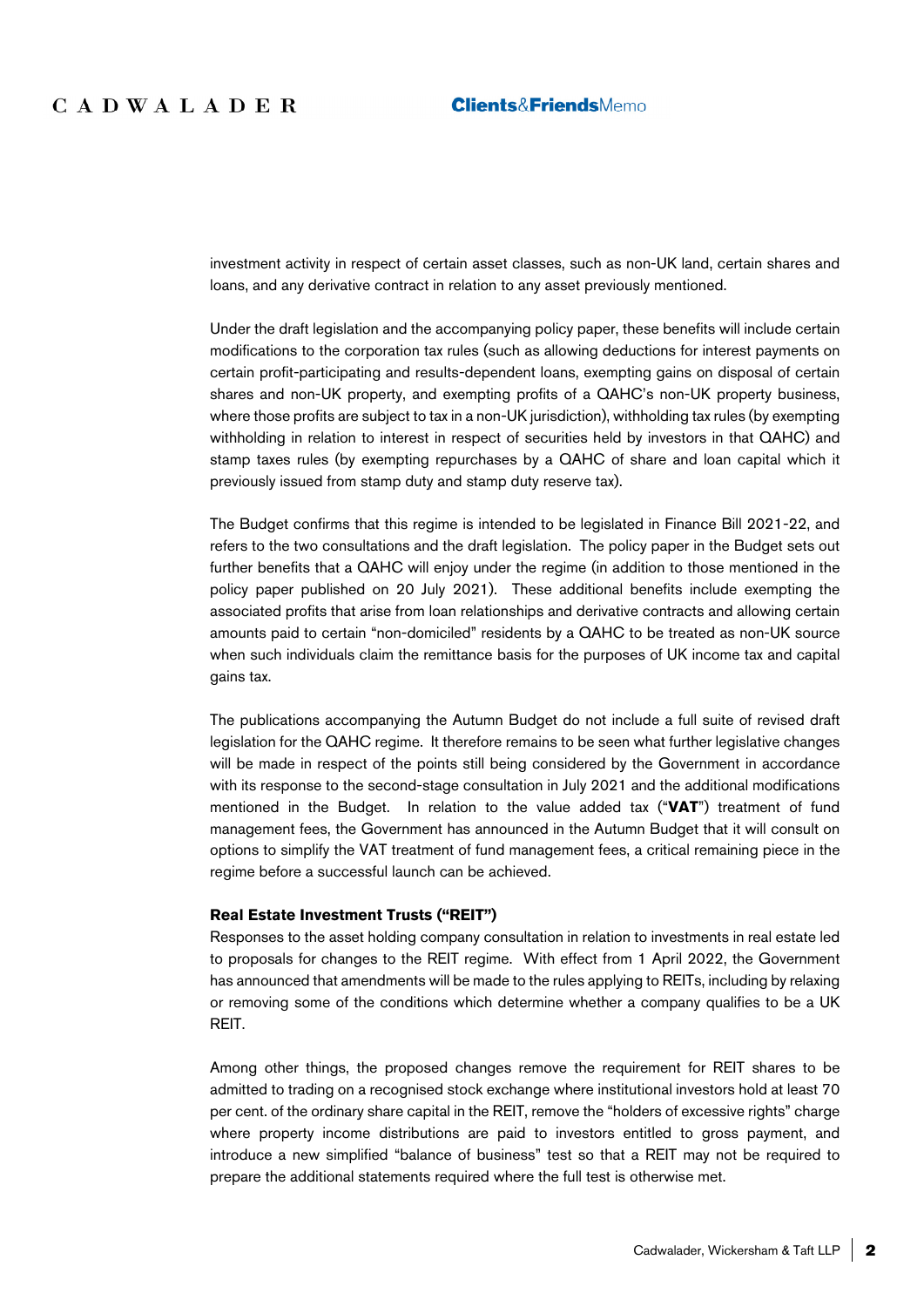investment activity in respect of certain asset classes, such as non-UK land, certain shares and loans, and any derivative contract in relation to any asset previously mentioned.

Under the draft legislation and the accompanying policy paper, these benefits will include certain modifications to the corporation tax rules (such as allowing deductions for interest payments on certain profit-participating and results-dependent loans, exempting gains on disposal of certain shares and non-UK property, and exempting profits of a QAHC's non-UK property business, where those profits are subject to tax in a non-UK jurisdiction), withholding tax rules (by exempting withholding in relation to interest in respect of securities held by investors in that QAHC) and stamp taxes rules (by exempting repurchases by a QAHC of share and loan capital which it previously issued from stamp duty and stamp duty reserve tax).

The Budget confirms that this regime is intended to be legislated in Finance Bill 2021-22, and refers to the two consultations and the draft legislation. The policy paper in the Budget sets out further benefits that a QAHC will enjoy under the regime (in addition to those mentioned in the policy paper published on 20 July 2021). These additional benefits include exempting the associated profits that arise from loan relationships and derivative contracts and allowing certain amounts paid to certain "non-domiciled" residents by a QAHC to be treated as non-UK source when such individuals claim the remittance basis for the purposes of UK income tax and capital gains tax.

The publications accompanying the Autumn Budget do not include a full suite of revised draft legislation for the QAHC regime. It therefore remains to be seen what further legislative changes will be made in respect of the points still being considered by the Government in accordance with its response to the second-stage consultation in July 2021 and the additional modifications mentioned in the Budget. In relation to the value added tax ("**VAT**") treatment of fund management fees, the Government has announced in the Autumn Budget that it will consult on options to simplify the VAT treatment of fund management fees, a critical remaining piece in the regime before a successful launch can be achieved.

**Real Estate Investment Trusts ("REIT")**

Responses to the asset holding company consultation in relation to investments in real estate led to proposals for changes to the REIT regime. With effect from 1 April 2022, the Government has announced that amendments will be made to the rules applying to REITs, including by relaxing or removing some of the conditions which determine whether a company qualifies to be a UK REIT.

Among other things, the proposed changes remove the requirement for REIT shares to be admitted to trading on a recognised stock exchange where institutional investors hold at least 70 per cent. of the ordinary share capital in the REIT, remove the "holders of excessive rights" charge where property income distributions are paid to investors entitled to gross payment, and introduce a new simplified "balance of business" test so that a REIT may not be required to prepare the additional statements required where the full test is otherwise met.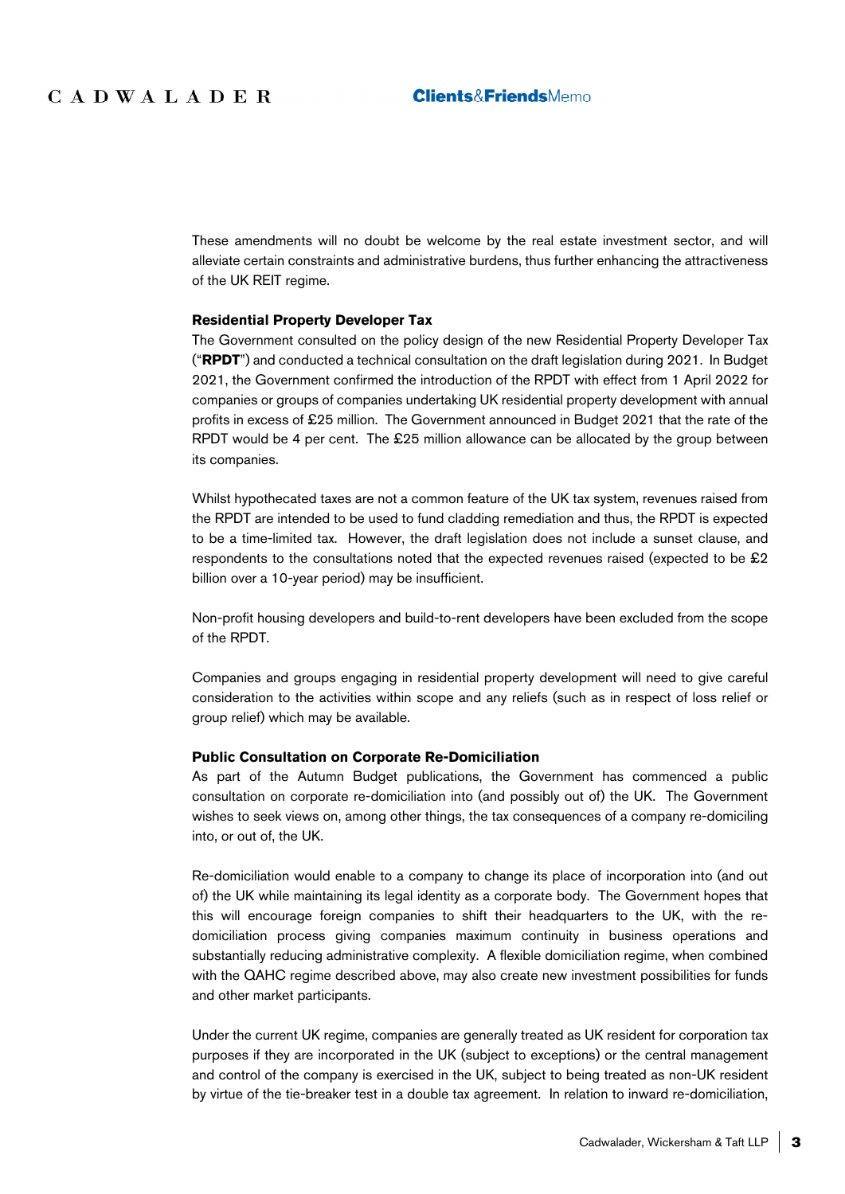These amendments will no doubt be welcome by the real estate investment sector, and will alleviate certain constraints and administrative burdens, thus further enhancing the attractiveness of the UK REIT regime.

**Residential Property Developer Tax**

The Government consulted on the policy design of the new Residential Property Developer Tax ("**RPDT**") and conducted a technical consultation on the draft legislation during 2021. In Budget 2021, the Government confirmed the introduction of the RPDT with effect from 1 April 2022 for companies or groups of companies undertaking UK residential property development with annual profits in excess of £25 million. The Government announced in Budget 2021 that the rate of the RPDT would be 4 per cent. The £25 million allowance can be allocated by the group between its companies.

Whilst hypothecated taxes are not a common feature of the UK tax system, revenues raised from the RPDT are intended to be used to fund cladding remediation and thus, the RPDT is expected to be a time-limited tax. However, the draft legislation does not include a sunset clause, and respondents to the consultations noted that the expected revenues raised (expected to be £2 billion over a 10-year period) may be insufficient.

Non-profit housing developers and build-to-rent developers have been excluded from the scope of the RPDT.

Companies and groups engaging in residential property development will need to give careful consideration to the activities within scope and any reliefs (such as in respect of loss relief or group relief) which may be available.

**Public Consultation on Corporate Re-Domiciliation**

As part of the Autumn Budget publications, the Government has commenced a public consultation on corporate re-domiciliation into (and possibly out of) the UK. The Government wishes to seek views on, among other things, the tax consequences of a company re-domiciling into, or out of, the UK.

Re-domiciliation would enable to a company to change its place of incorporation into (and out of) the UK while maintaining its legal identity as a corporate body. The Government hopes that this will encourage foreign companies to shift their headquarters to the UK, with the re-domiciliation process giving companies maximum continuity in business operations and substantially reducing administrative complexity. A flexible domiciliation regime, when combined with the QAHC regime described above, may also create new investment possibilities for funds and other market participants.

Under the current UK regime, companies are generally treated as UK resident for corporation tax purposes if they are incorporated in the UK (subject to exceptions) or the central management and control of the company is exercised in the UK, subject to being treated as non-UK resident by virtue of the tie-breaker test in a double tax agreement. In relation to inward re-domiciliation,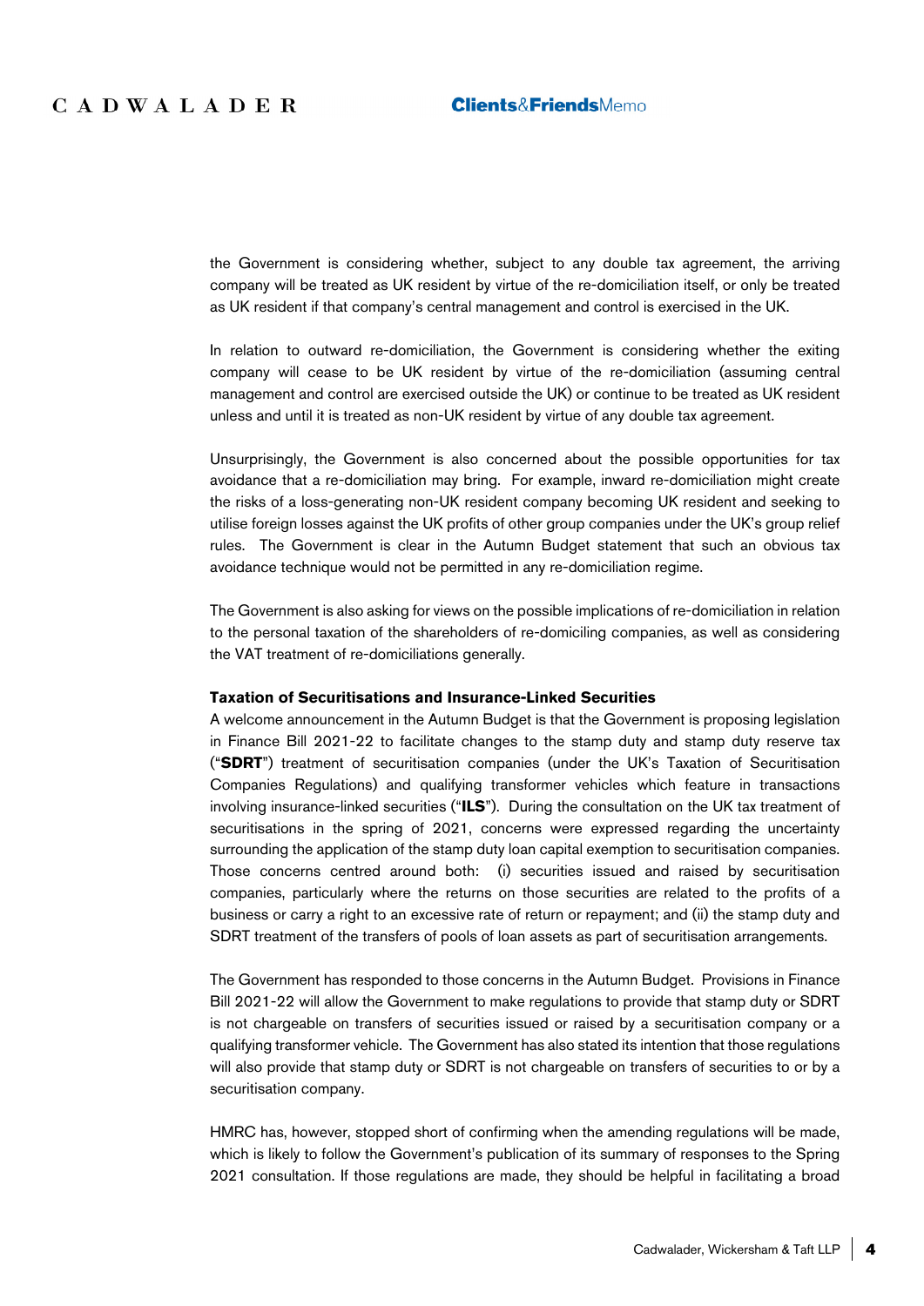the Government is considering whether, subject to any double tax agreement, the arriving company will be treated as UK resident by virtue of the re-domiciliation itself, or only be treated as UK resident if that company's central management and control is exercised in the UK.

In relation to outward re-domiciliation, the Government is considering whether the exiting company will cease to be UK resident by virtue of the re-domiciliation (assuming central management and control are exercised outside the UK) or continue to be treated as UK resident unless and until it is treated as non-UK resident by virtue of any double tax agreement.

Unsurprisingly, the Government is also concerned about the possible opportunities for tax avoidance that a re-domiciliation may bring. For example, inward re-domiciliation might create the risks of a loss-generating non-UK resident company becoming UK resident and seeking to utilise foreign losses against the UK profits of other group companies under the UK's group relief rules. The Government is clear in the Autumn Budget statement that such an obvious tax avoidance technique would not be permitted in any re-domiciliation regime.

The Government is also asking for views on the possible implications of re-domiciliation in relation to the personal taxation of the shareholders of re-domiciling companies, as well as considering the VAT treatment of re-domiciliations generally.

**Taxation of Securitisations and Insurance-Linked Securities**

A welcome announcement in the Autumn Budget is that the Government is proposing legislation in Finance Bill 2021-22 to facilitate changes to the stamp duty and stamp duty reserve tax ("**SDRT**") treatment of securitisation companies (under the UK's Taxation of Securitisation Companies Regulations) and qualifying transformer vehicles which feature in transactions involving insurance-linked securities ("**ILS**"). During the consultation on the UK tax treatment of securitisations in the spring of 2021, concerns were expressed regarding the uncertainty surrounding the application of the stamp duty loan capital exemption to securitisation companies. Those concerns centred around both: (i) securities issued and raised by securitisation companies, particularly where the returns on those securities are related to the profits of a business or carry a right to an excessive rate of return or repayment; and (ii) the stamp duty and SDRT treatment of the transfers of pools of loan assets as part of securitisation arrangements.

The Government has responded to those concerns in the Autumn Budget. Provisions in Finance Bill 2021-22 will allow the Government to make regulations to provide that stamp duty or SDRT is not chargeable on transfers of securities issued or raised by a securitisation company or a qualifying transformer vehicle. The Government has also stated its intention that those regulations will also provide that stamp duty or SDRT is not chargeable on transfers of securities to or by a securitisation company.

HMRC has, however, stopped short of confirming when the amending regulations will be made, which is likely to follow the Government's publication of its summary of responses to the Spring 2021 consultation. If those regulations are made, they should be helpful in facilitating a broad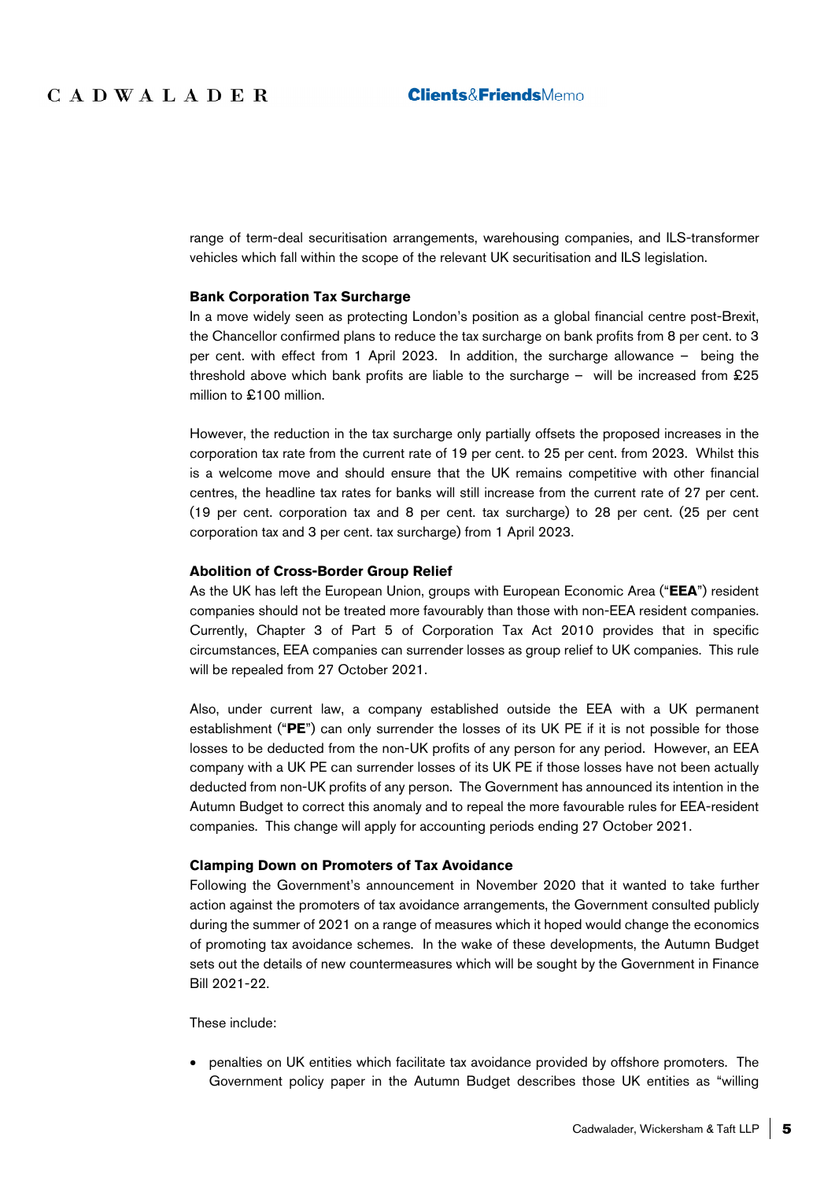range of term-deal securitisation arrangements, warehousing companies, and ILS-transformer vehicles which fall within the scope of the relevant UK securitisation and ILS legislation.

**Bank Corporation Tax Surcharge**

In a move widely seen as protecting London's position as a global financial centre post-Brexit, the Chancellor confirmed plans to reduce the tax surcharge on bank profits from 8 per cent. to 3 per cent. with effect from 1 April 2023. In addition, the surcharge allowance – being the threshold above which bank profits are liable to the surcharge – will be increased from £25 million to £100 million.

However, the reduction in the tax surcharge only partially offsets the proposed increases in the corporation tax rate from the current rate of 19 per cent. to 25 per cent. from 2023. Whilst this is a welcome move and should ensure that the UK remains competitive with other financial centres, the headline tax rates for banks will still increase from the current rate of 27 per cent. (19 per cent. corporation tax and 8 per cent. tax surcharge) to 28 per cent. (25 per cent corporation tax and 3 per cent. tax surcharge) from 1 April 2023.

**Abolition of Cross-Border Group Relief**

As the UK has left the European Union, groups with European Economic Area ("**EEA**") resident companies should not be treated more favourably than those with non-EEA resident companies. Currently, Chapter 3 of Part 5 of Corporation Tax Act 2010 provides that in specific circumstances, EEA companies can surrender losses as group relief to UK companies. This rule will be repealed from 27 October 2021.

Also, under current law, a company established outside the EEA with a UK permanent establishment ("**PE**") can only surrender the losses of its UK PE if it is not possible for those losses to be deducted from the non-UK profits of any person for any period. However, an EEA company with a UK PE can surrender losses of its UK PE if those losses have not been actually deducted from non-UK profits of any person. The Government has announced its intention in the Autumn Budget to correct this anomaly and to repeal the more favourable rules for EEA-resident companies. This change will apply for accounting periods ending 27 October 2021.

**Clamping Down on Promoters of Tax Avoidance**

Following the Government's announcement in November 2020 that it wanted to take further action against the promoters of tax avoidance arrangements, the Government consulted publicly during the summer of 2021 on a range of measures which it hoped would change the economics of promoting tax avoidance schemes. In the wake of these developments, the Autumn Budget sets out the details of new countermeasures which will be sought by the Government in Finance Bill 2021-22.

These include:

- penalties on UK entities which facilitate tax avoidance provided by offshore promoters. The Government policy paper in the Autumn Budget describes those UK entities as "willing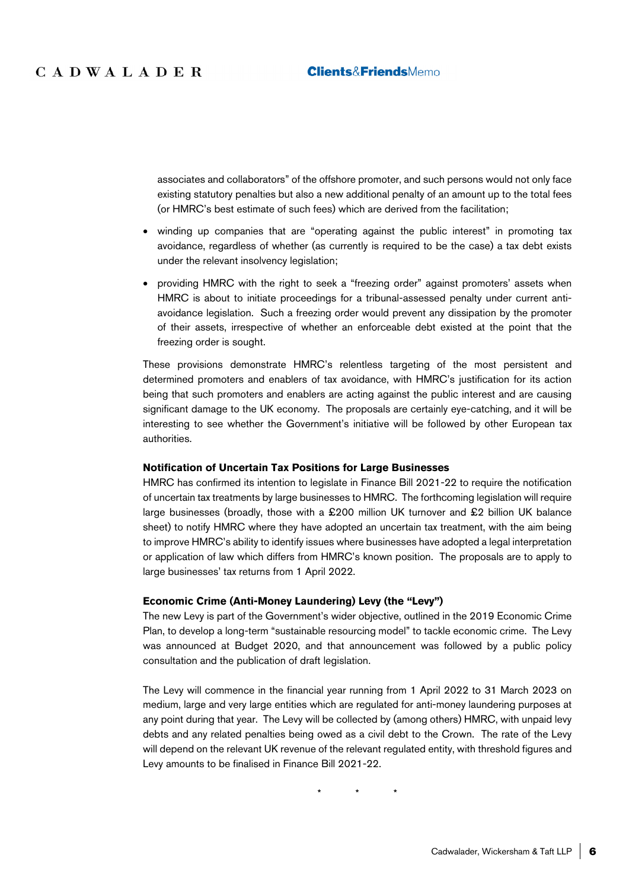associates and collaborators" of the offshore promoter, and such persons would not only face existing statutory penalties but also a new additional penalty of an amount up to the total fees (or HMRC's best estimate of such fees) which are derived from the facilitation;

- winding up companies that are "operating against the public interest" in promoting tax avoidance, regardless of whether (as currently is required to be the case) a tax debt exists under the relevant insolvency legislation;
- providing HMRC with the right to seek a "freezing order" against promoters' assets when HMRC is about to initiate proceedings for a tribunal-assessed penalty under current anti-avoidance legislation. Such a freezing order would prevent any dissipation by the promoter of their assets, irrespective of whether an enforceable debt existed at the point that the freezing order is sought.

These provisions demonstrate HMRC's relentless targeting of the most persistent and determined promoters and enablers of tax avoidance, with HMRC's justification for its action being that such promoters and enablers are acting against the public interest and are causing significant damage to the UK economy. The proposals are certainly eye-catching, and it will be interesting to see whether the Government's initiative will be followed by other European tax authorities.

**Notification of Uncertain Tax Positions for Large Businesses**

HMRC has confirmed its intention to legislate in Finance Bill 2021-22 to require the notification of uncertain tax treatments by large businesses to HMRC. The forthcoming legislation will require large businesses (broadly, those with a £200 million UK turnover and £2 billion UK balance sheet) to notify HMRC where they have adopted an uncertain tax treatment, with the aim being to improve HMRC's ability to identify issues where businesses have adopted a legal interpretation or application of law which differs from HMRC's known position. The proposals are to apply to large businesses' tax returns from 1 April 2022.

**Economic Crime (Anti-Money Laundering) Levy (the "Levy")**

The new Levy is part of the Government's wider objective, outlined in the 2019 Economic Crime Plan, to develop a long-term "sustainable resourcing model" to tackle economic crime. The Levy was announced at Budget 2020, and that announcement was followed by a public policy consultation and the publication of draft legislation.

The Levy will commence in the financial year running from 1 April 2022 to 31 March 2023 on medium, large and very large entities which are regulated for anti-money laundering purposes at any point during that year. The Levy will be collected by (among others) HMRC, with unpaid levy debts and any related penalties being owed as a civil debt to the Crown. The rate of the Levy will depend on the relevant UK revenue of the relevant regulated entity, with threshold figures and Levy amounts to be finalised in Finance Bill 2021-22.

\* \* \*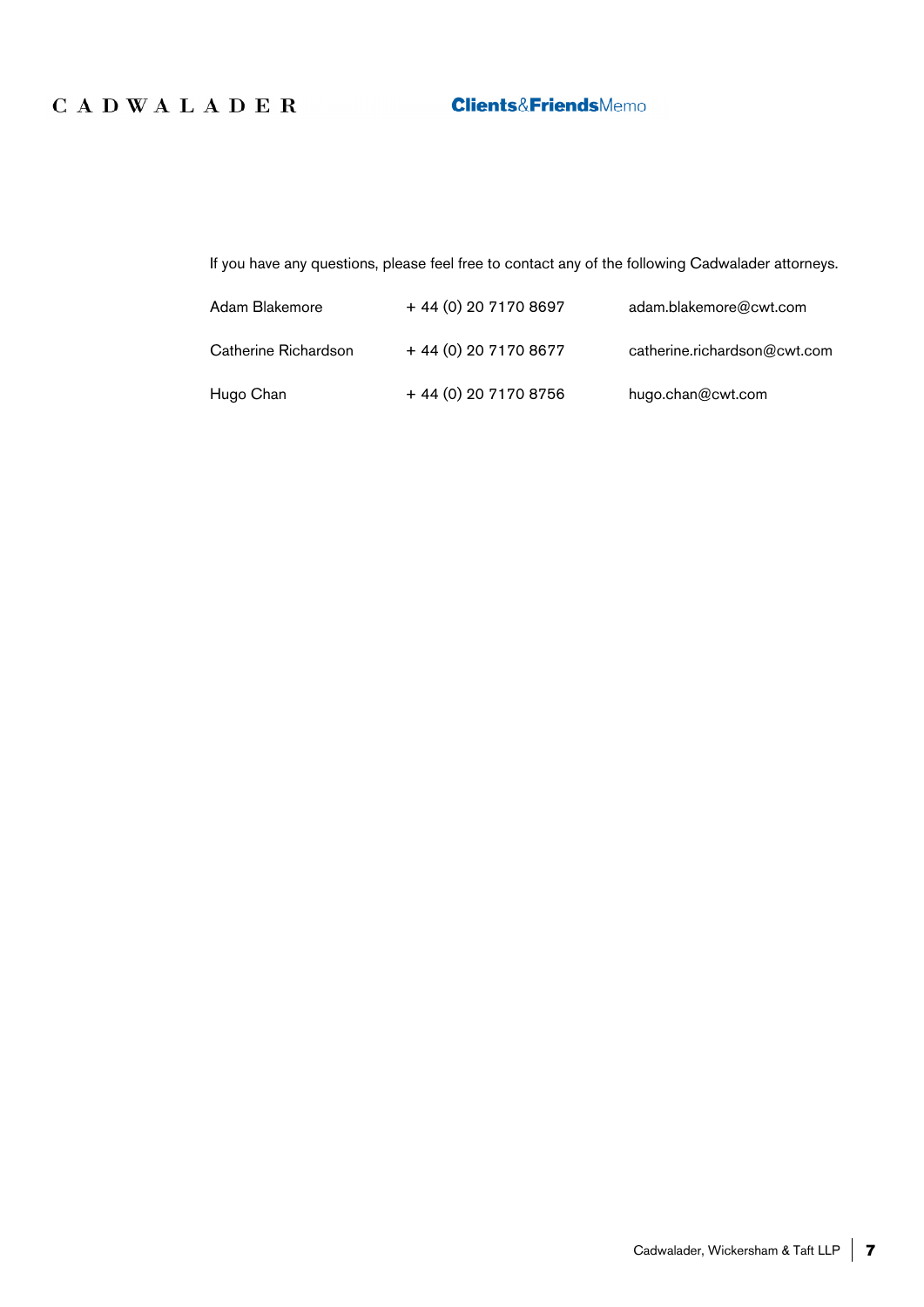If you have any questions, please feel free to contact any of the following Cadwalader attorneys.

| | | |
|---|---|---|
| Adam Blakemore | + 44 (0) 20 7170 8697 | adam.blakemore@cwt.com |
| Catherine Richardson | + 44 (0) 20 7170 8677 | catherine.richardson@cwt.com |
| Hugo Chan | + 44 (0) 20 7170 8756 | hugo.chan@cwt.com |